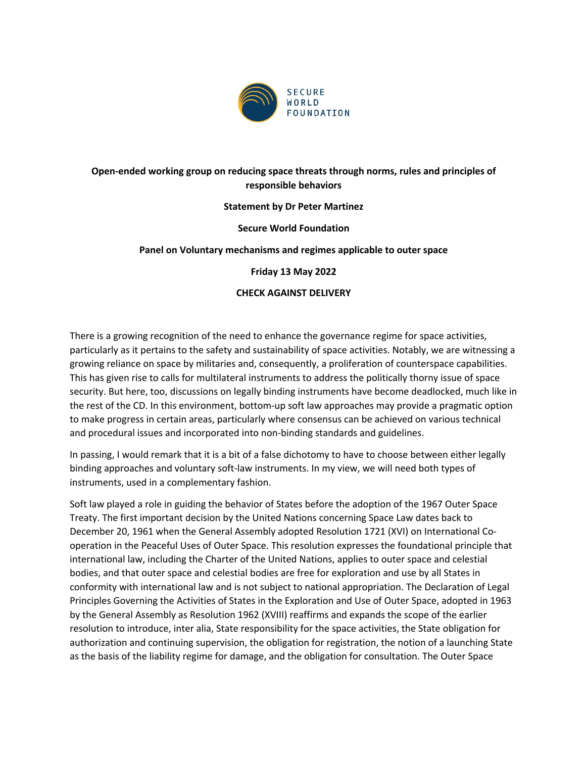SECURE WORLD FOUNDATION

**Open-ended working group on reducing space threats through norms, rules and principles of responsible behaviors**

**Statement by Dr Peter Martinez**

**Secure World Foundation**

**Panel on Voluntary mechanisms and regimes applicable to outer space**

**Friday 13 May 2022**

**CHECK AGAINST DELIVERY**

There is a growing recognition of the need to enhance the governance regime for space activities, particularly as it pertains to the safety and sustainability of space activities. Notably, we are witnessing a growing reliance on space by militaries and, consequently, a proliferation of counterspace capabilities. This has given rise to calls for multilateral instruments to address the politically thorny issue of space security. But here, too, discussions on legally binding instruments have become deadlocked, much like in the rest of the CD. In this environment, bottom-up soft law approaches may provide a pragmatic option to make progress in certain areas, particularly where consensus can be achieved on various technical and procedural issues and incorporated into non-binding standards and guidelines.

In passing, I would remark that it is a bit of a false dichotomy to have to choose between either legally binding approaches and voluntary soft-law instruments. In my view, we will need both types of instruments, used in a complementary fashion.

Soft law played a role in guiding the behavior of States before the adoption of the 1967 Outer Space Treaty. The first important decision by the United Nations concerning Space Law dates back to December 20, 1961 when the General Assembly adopted Resolution 1721 (XVI) on International Co-operation in the Peaceful Uses of Outer Space. This resolution expresses the foundational principle that international law, including the Charter of the United Nations, applies to outer space and celestial bodies, and that outer space and celestial bodies are free for exploration and use by all States in conformity with international law and is not subject to national appropriation. The Declaration of Legal Principles Governing the Activities of States in the Exploration and Use of Outer Space, adopted in 1963 by the General Assembly as Resolution 1962 (XVIII) reaffirms and expands the scope of the earlier resolution to introduce, inter alia, State responsibility for the space activities, the State obligation for authorization and continuing supervision, the obligation for registration, the notion of a launching State as the basis of the liability regime for damage, and the obligation for consultation. The Outer Space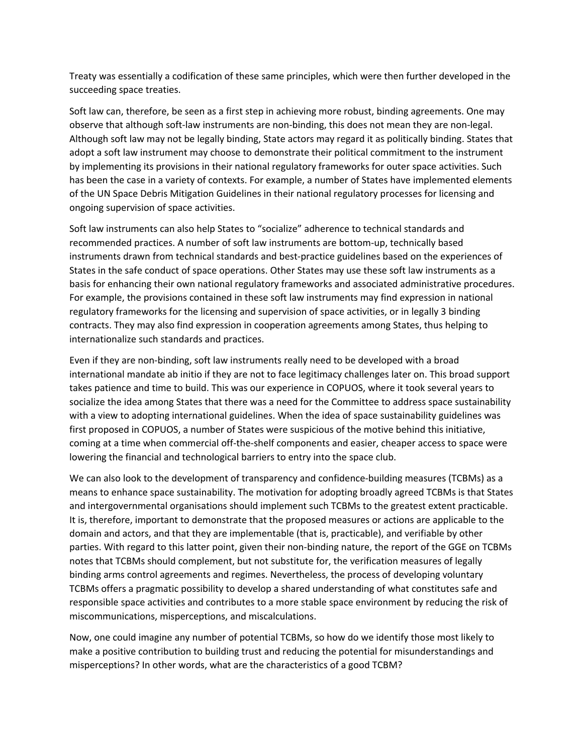Treaty was essentially a codification of these same principles, which were then further developed in the succeeding space treaties.

Soft law can, therefore, be seen as a first step in achieving more robust, binding agreements. One may observe that although soft-law instruments are non-binding, this does not mean they are non-legal. Although soft law may not be legally binding, State actors may regard it as politically binding. States that adopt a soft law instrument may choose to demonstrate their political commitment to the instrument by implementing its provisions in their national regulatory frameworks for outer space activities. Such has been the case in a variety of contexts. For example, a number of States have implemented elements of the UN Space Debris Mitigation Guidelines in their national regulatory processes for licensing and ongoing supervision of space activities.

Soft law instruments can also help States to "socialize" adherence to technical standards and recommended practices. A number of soft law instruments are bottom-up, technically based instruments drawn from technical standards and best-practice guidelines based on the experiences of States in the safe conduct of space operations. Other States may use these soft law instruments as a basis for enhancing their own national regulatory frameworks and associated administrative procedures. For example, the provisions contained in these soft law instruments may find expression in national regulatory frameworks for the licensing and supervision of space activities, or in legally 3 binding contracts. They may also find expression in cooperation agreements among States, thus helping to internationalize such standards and practices.

Even if they are non-binding, soft law instruments really need to be developed with a broad international mandate ab initio if they are not to face legitimacy challenges later on. This broad support takes patience and time to build. This was our experience in COPUOS, where it took several years to socialize the idea among States that there was a need for the Committee to address space sustainability with a view to adopting international guidelines. When the idea of space sustainability guidelines was first proposed in COPUOS, a number of States were suspicious of the motive behind this initiative, coming at a time when commercial off-the-shelf components and easier, cheaper access to space were lowering the financial and technological barriers to entry into the space club.

We can also look to the development of transparency and confidence-building measures (TCBMs) as a means to enhance space sustainability. The motivation for adopting broadly agreed TCBMs is that States and intergovernmental organisations should implement such TCBMs to the greatest extent practicable. It is, therefore, important to demonstrate that the proposed measures or actions are applicable to the domain and actors, and that they are implementable (that is, practicable), and verifiable by other parties. With regard to this latter point, given their non-binding nature, the report of the GGE on TCBMs notes that TCBMs should complement, but not substitute for, the verification measures of legally binding arms control agreements and regimes. Nevertheless, the process of developing voluntary TCBMs offers a pragmatic possibility to develop a shared understanding of what constitutes safe and responsible space activities and contributes to a more stable space environment by reducing the risk of miscommunications, misperceptions, and miscalculations.

Now, one could imagine any number of potential TCBMs, so how do we identify those most likely to make a positive contribution to building trust and reducing the potential for misunderstandings and misperceptions? In other words, what are the characteristics of a good TCBM?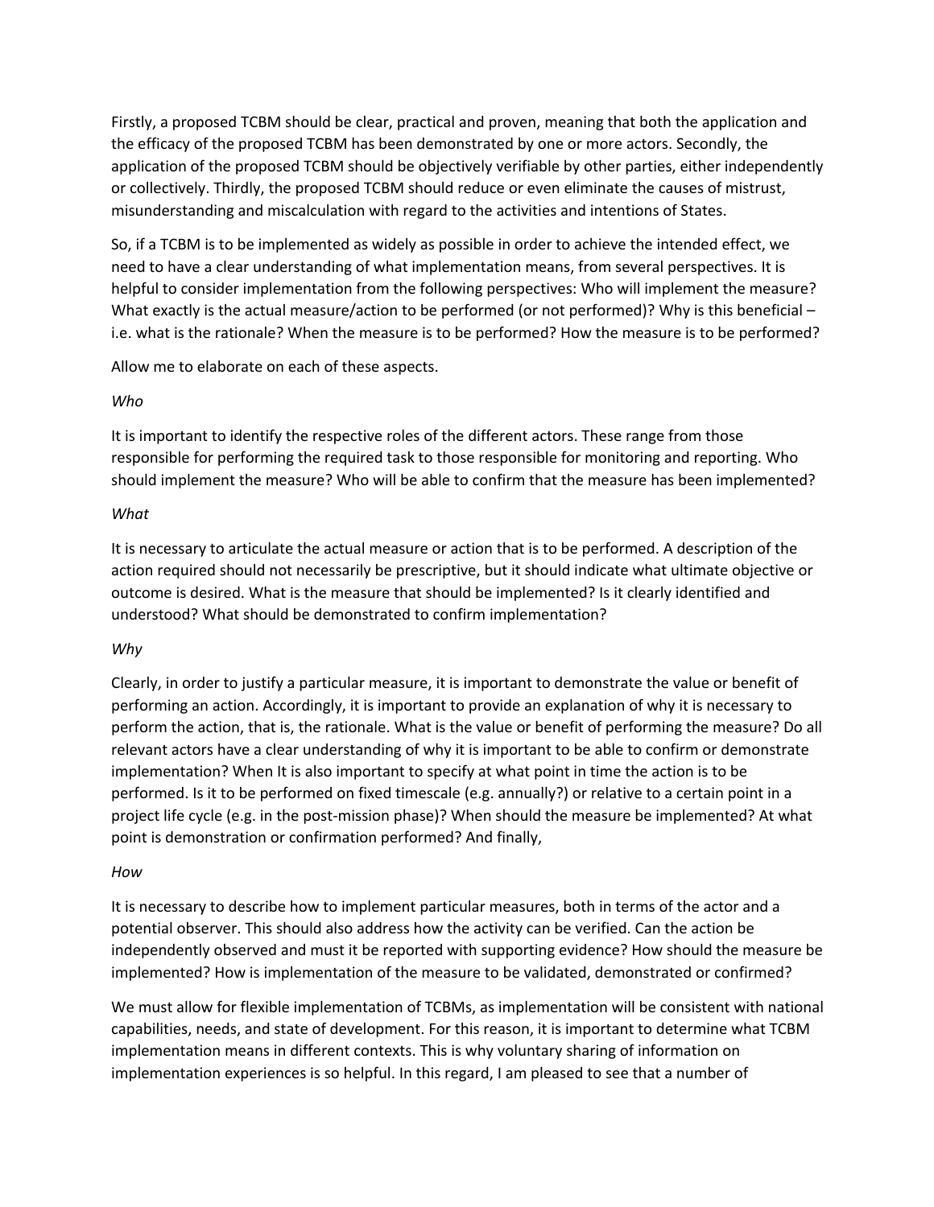Firstly, a proposed TCBM should be clear, practical and proven, meaning that both the application and the efficacy of the proposed TCBM has been demonstrated by one or more actors. Secondly, the application of the proposed TCBM should be objectively verifiable by other parties, either independently or collectively. Thirdly, the proposed TCBM should reduce or even eliminate the causes of mistrust, misunderstanding and miscalculation with regard to the activities and intentions of States.

So, if a TCBM is to be implemented as widely as possible in order to achieve the intended effect, we need to have a clear understanding of what implementation means, from several perspectives. It is helpful to consider implementation from the following perspectives: Who will implement the measure? What exactly is the actual measure/action to be performed (or not performed)? Why is this beneficial – i.e. what is the rationale? When the measure is to be performed? How the measure is to be performed?

Allow me to elaborate on each of these aspects.

*Who*

It is important to identify the respective roles of the different actors. These range from those responsible for performing the required task to those responsible for monitoring and reporting. Who should implement the measure? Who will be able to confirm that the measure has been implemented?

*What*

It is necessary to articulate the actual measure or action that is to be performed. A description of the action required should not necessarily be prescriptive, but it should indicate what ultimate objective or outcome is desired. What is the measure that should be implemented? Is it clearly identified and understood? What should be demonstrated to confirm implementation?

*Why*

Clearly, in order to justify a particular measure, it is important to demonstrate the value or benefit of performing an action. Accordingly, it is important to provide an explanation of why it is necessary to perform the action, that is, the rationale. What is the value or benefit of performing the measure? Do all relevant actors have a clear understanding of why it is important to be able to confirm or demonstrate implementation? When It is also important to specify at what point in time the action is to be performed. Is it to be performed on fixed timescale (e.g. annually?) or relative to a certain point in a project life cycle (e.g. in the post-mission phase)? When should the measure be implemented? At what point is demonstration or confirmation performed? And finally,

*How*

It is necessary to describe how to implement particular measures, both in terms of the actor and a potential observer. This should also address how the activity can be verified. Can the action be independently observed and must it be reported with supporting evidence? How should the measure be implemented? How is implementation of the measure to be validated, demonstrated or confirmed?

We must allow for flexible implementation of TCBMs, as implementation will be consistent with national capabilities, needs, and state of development. For this reason, it is important to determine what TCBM implementation means in different contexts. This is why voluntary sharing of information on implementation experiences is so helpful. In this regard, I am pleased to see that a number of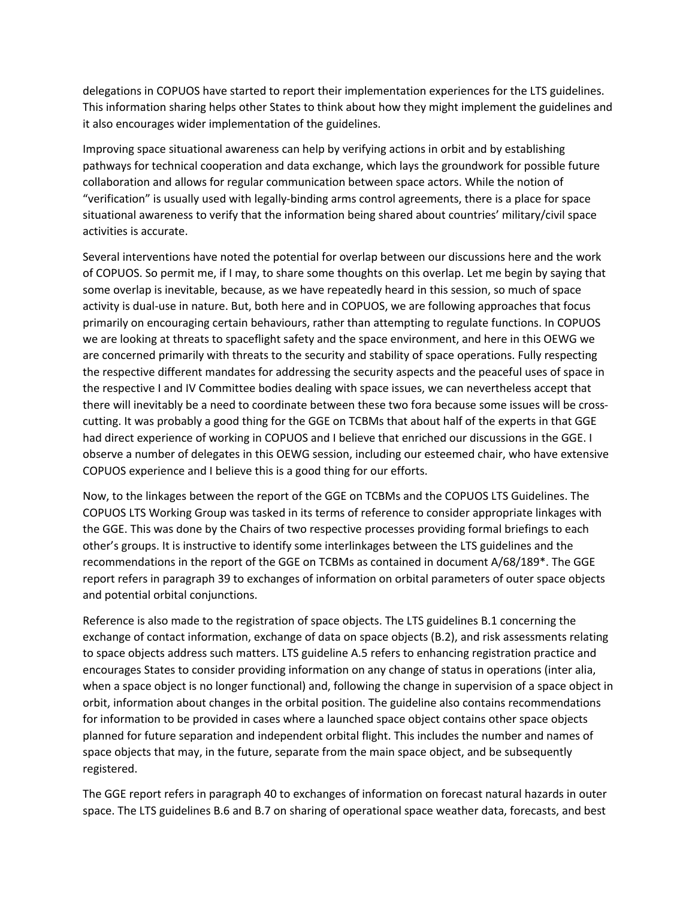delegations in COPUOS have started to report their implementation experiences for the LTS guidelines. This information sharing helps other States to think about how they might implement the guidelines and it also encourages wider implementation of the guidelines.

Improving space situational awareness can help by verifying actions in orbit and by establishing pathways for technical cooperation and data exchange, which lays the groundwork for possible future collaboration and allows for regular communication between space actors. While the notion of "verification" is usually used with legally-binding arms control agreements, there is a place for space situational awareness to verify that the information being shared about countries' military/civil space activities is accurate.

Several interventions have noted the potential for overlap between our discussions here and the work of COPUOS. So permit me, if I may, to share some thoughts on this overlap. Let me begin by saying that some overlap is inevitable, because, as we have repeatedly heard in this session, so much of space activity is dual-use in nature. But, both here and in COPUOS, we are following approaches that focus primarily on encouraging certain behaviours, rather than attempting to regulate functions. In COPUOS we are looking at threats to spaceflight safety and the space environment, and here in this OEWG we are concerned primarily with threats to the security and stability of space operations. Fully respecting the respective different mandates for addressing the security aspects and the peaceful uses of space in the respective I and IV Committee bodies dealing with space issues, we can nevertheless accept that there will inevitably be a need to coordinate between these two fora because some issues will be cross-cutting. It was probably a good thing for the GGE on TCBMs that about half of the experts in that GGE had direct experience of working in COPUOS and I believe that enriched our discussions in the GGE. I observe a number of delegates in this OEWG session, including our esteemed chair, who have extensive COPUOS experience and I believe this is a good thing for our efforts.

Now, to the linkages between the report of the GGE on TCBMs and the COPUOS LTS Guidelines. The COPUOS LTS Working Group was tasked in its terms of reference to consider appropriate linkages with the GGE. This was done by the Chairs of two respective processes providing formal briefings to each other's groups. It is instructive to identify some interlinkages between the LTS guidelines and the recommendations in the report of the GGE on TCBMs as contained in document A/68/189*. The GGE report refers in paragraph 39 to exchanges of information on orbital parameters of outer space objects and potential orbital conjunctions.

Reference is also made to the registration of space objects. The LTS guidelines B.1 concerning the exchange of contact information, exchange of data on space objects (B.2), and risk assessments relating to space objects address such matters. LTS guideline A.5 refers to enhancing registration practice and encourages States to consider providing information on any change of status in operations (inter alia, when a space object is no longer functional) and, following the change in supervision of a space object in orbit, information about changes in the orbital position. The guideline also contains recommendations for information to be provided in cases where a launched space object contains other space objects planned for future separation and independent orbital flight. This includes the number and names of space objects that may, in the future, separate from the main space object, and be subsequently registered.

The GGE report refers in paragraph 40 to exchanges of information on forecast natural hazards in outer space. The LTS guidelines B.6 and B.7 on sharing of operational space weather data, forecasts, and best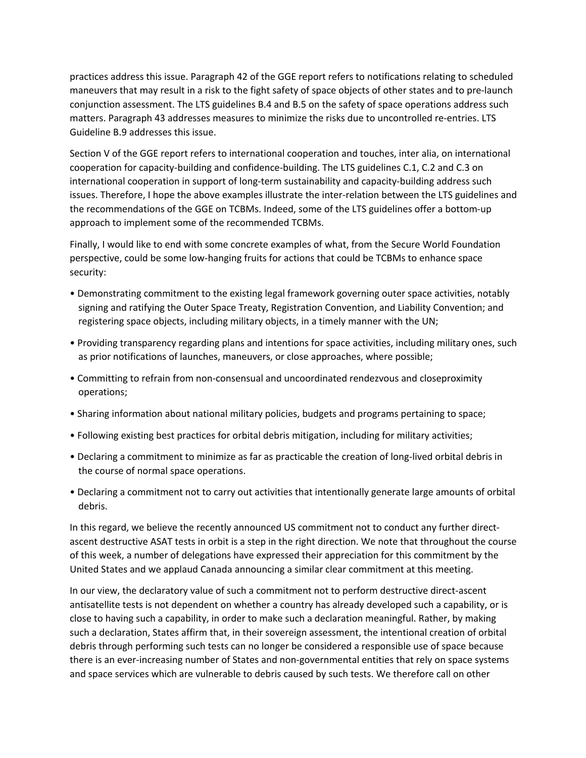practices address this issue. Paragraph 42 of the GGE report refers to notifications relating to scheduled maneuvers that may result in a risk to the fight safety of space objects of other states and to pre-launch conjunction assessment. The LTS guidelines B.4 and B.5 on the safety of space operations address such matters. Paragraph 43 addresses measures to minimize the risks due to uncontrolled re-entries. LTS Guideline B.9 addresses this issue.

Section V of the GGE report refers to international cooperation and touches, inter alia, on international cooperation for capacity-building and confidence-building. The LTS guidelines C.1, C.2 and C.3 on international cooperation in support of long-term sustainability and capacity-building address such issues. Therefore, I hope the above examples illustrate the inter-relation between the LTS guidelines and the recommendations of the GGE on TCBMs. Indeed, some of the LTS guidelines offer a bottom-up approach to implement some of the recommended TCBMs.

Finally, I would like to end with some concrete examples of what, from the Secure World Foundation perspective, could be some low-hanging fruits for actions that could be TCBMs to enhance space security:

- Demonstrating commitment to the existing legal framework governing outer space activities, notably signing and ratifying the Outer Space Treaty, Registration Convention, and Liability Convention; and registering space objects, including military objects, in a timely manner with the UN;
- Providing transparency regarding plans and intentions for space activities, including military ones, such as prior notifications of launches, maneuvers, or close approaches, where possible;
- Committing to refrain from non-consensual and uncoordinated rendezvous and closeproximity operations;
- Sharing information about national military policies, budgets and programs pertaining to space;
- Following existing best practices for orbital debris mitigation, including for military activities;
- Declaring a commitment to minimize as far as practicable the creation of long-lived orbital debris in the course of normal space operations.
- Declaring a commitment not to carry out activities that intentionally generate large amounts of orbital debris.

In this regard, we believe the recently announced US commitment not to conduct any further direct-ascent destructive ASAT tests in orbit is a step in the right direction. We note that throughout the course of this week, a number of delegations have expressed their appreciation for this commitment by the United States and we applaud Canada announcing a similar clear commitment at this meeting.

In our view, the declaratory value of such a commitment not to perform destructive direct-ascent antisatellite tests is not dependent on whether a country has already developed such a capability, or is close to having such a capability, in order to make such a declaration meaningful. Rather, by making such a declaration, States affirm that, in their sovereign assessment, the intentional creation of orbital debris through performing such tests can no longer be considered a responsible use of space because there is an ever-increasing number of States and non-governmental entities that rely on space systems and space services which are vulnerable to debris caused by such tests. We therefore call on other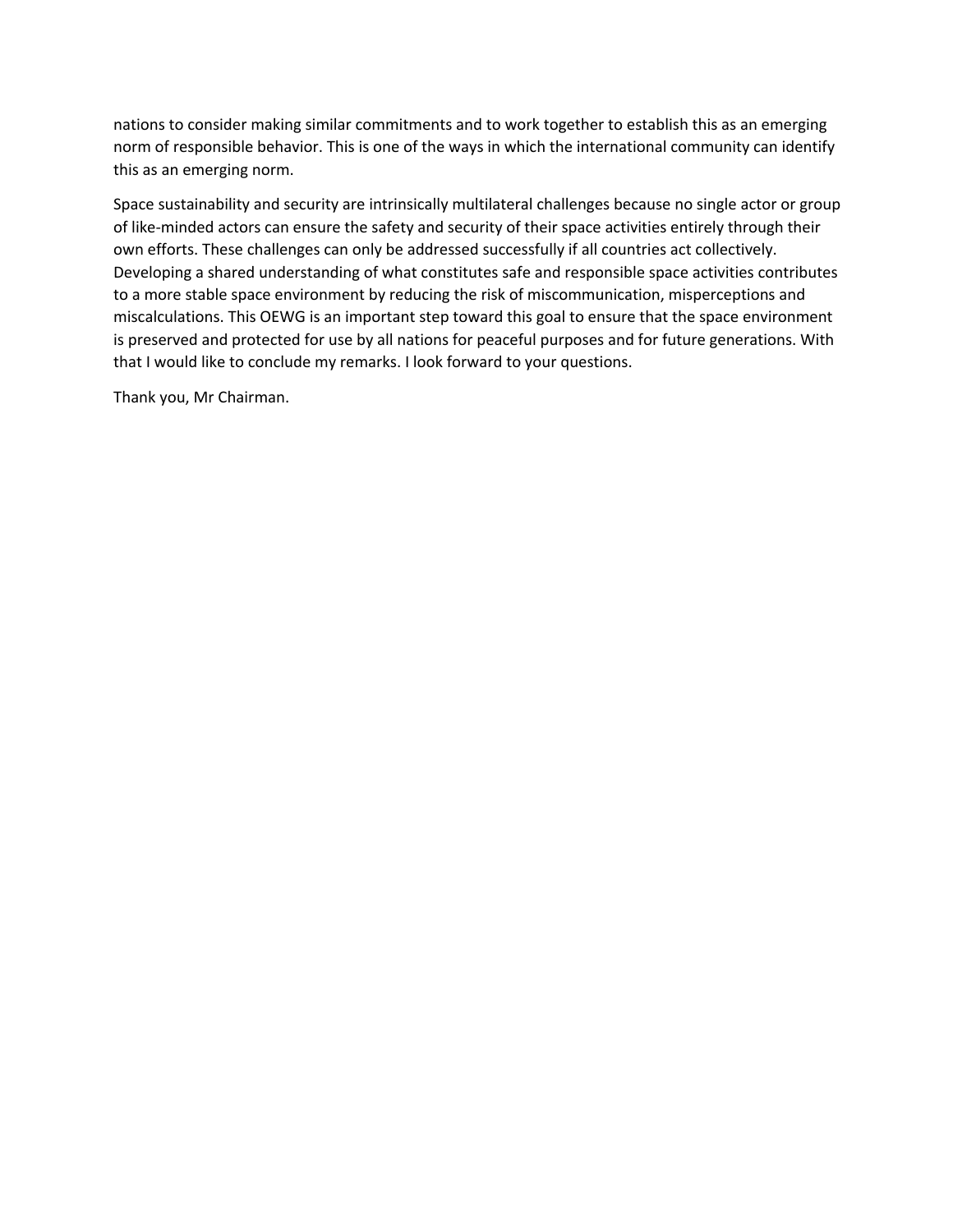nations to consider making similar commitments and to work together to establish this as an emerging norm of responsible behavior. This is one of the ways in which the international community can identify this as an emerging norm.

Space sustainability and security are intrinsically multilateral challenges because no single actor or group of like-minded actors can ensure the safety and security of their space activities entirely through their own efforts. These challenges can only be addressed successfully if all countries act collectively. Developing a shared understanding of what constitutes safe and responsible space activities contributes to a more stable space environment by reducing the risk of miscommunication, misperceptions and miscalculations. This OEWG is an important step toward this goal to ensure that the space environment is preserved and protected for use by all nations for peaceful purposes and for future generations. With that I would like to conclude my remarks. I look forward to your questions.

Thank you, Mr Chairman.